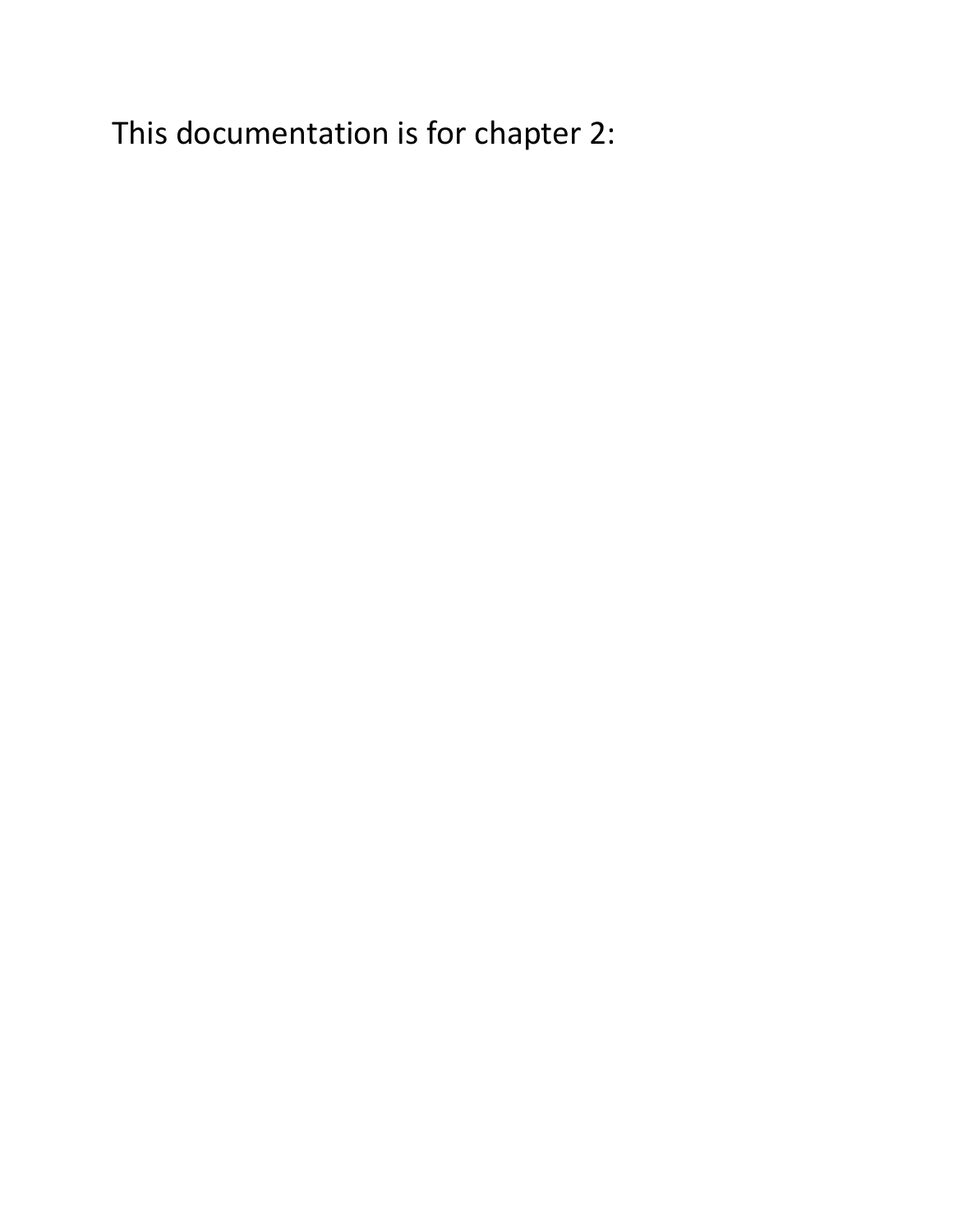This documentation is for chapter 2: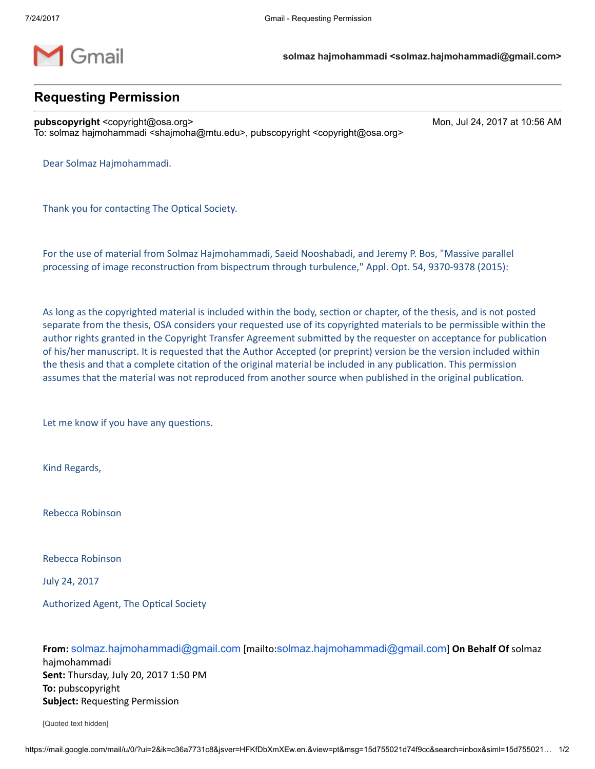solmaz hajmohammadi <solmaz.hajmohammadi@gmail.com>

# Requesting Permission

**pubscopyright** <copyright@osa.org> Mon, Jul 24, 2017 at 10:56 AM
To: solmaz hajmohammadi <shajmoha@mtu.edu>, pubscopyright <copyright@osa.org>

Dear Solmaz Hajmohammadi.

Thank you for contacting The Optical Society.

For the use of material from Solmaz Hajmohammadi, Saeid Nooshabadi, and Jeremy P. Bos, "Massive parallel processing of image reconstruction from bispectrum through turbulence," Appl. Opt. 54, 9370-9378 (2015):

As long as the copyrighted material is included within the body, section or chapter, of the thesis, and is not posted separate from the thesis, OSA considers your requested use of its copyrighted materials to be permissible within the author rights granted in the Copyright Transfer Agreement submitted by the requester on acceptance for publication of his/her manuscript. It is requested that the Author Accepted (or preprint) version be the version included within the thesis and that a complete citation of the original material be included in any publication. This permission assumes that the material was not reproduced from another source when published in the original publication.

Let me know if you have any questions.

Kind Regards,

Rebecca Robinson

Rebecca Robinson

July 24, 2017

Authorized Agent, The Optical Society

**From:** solmaz.hajmohammadi@gmail.com [mailto:solmaz.hajmohammadi@gmail.com] **On Behalf Of** solmaz hajmohammadi
**Sent:** Thursday, July 20, 2017 1:50 PM
**To:** pubscopyright
**Subject:** Requesting Permission

[Quoted text hidden]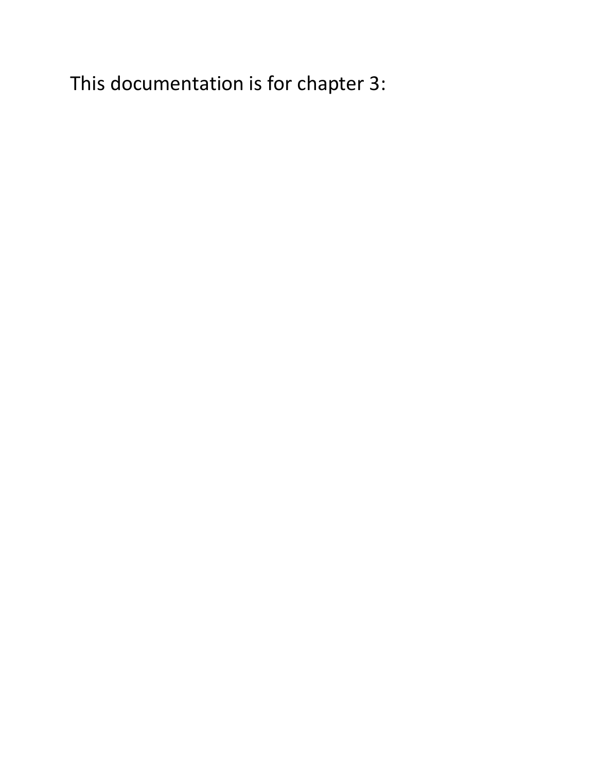This documentation is for chapter 3: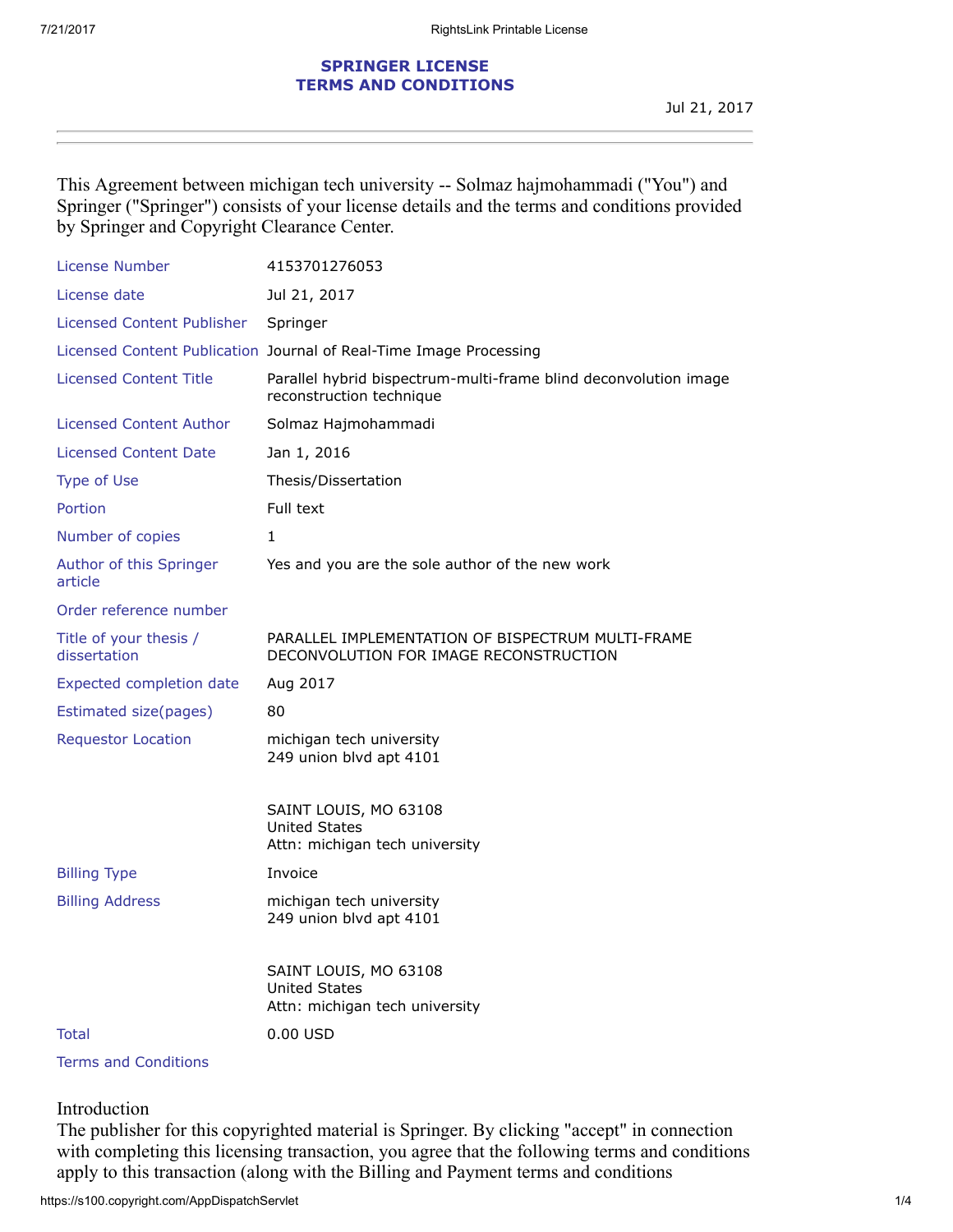## SPRINGER LICENSE
## TERMS AND CONDITIONS

Jul 21, 2017

This Agreement between michigan tech university -- Solmaz hajmohammadi ("You") and Springer ("Springer") consists of your license details and the terms and conditions provided by Springer and Copyright Clearance Center.

| | |
|---|---|
| License Number | 4153701276053 |
| License date | Jul 21, 2017 |
| Licensed Content Publisher | Springer |
| Licensed Content Publication | Journal of Real-Time Image Processing |
| Licensed Content Title | Parallel hybrid bispectrum-multi-frame blind deconvolution image reconstruction technique |
| Licensed Content Author | Solmaz Hajmohammadi |
| Licensed Content Date | Jan 1, 2016 |
| Type of Use | Thesis/Dissertation |
| Portion | Full text |
| Number of copies | 1 |
| Author of this Springer article | Yes and you are the sole author of the new work |
| Order reference number | |
| Title of your thesis / dissertation | PARALLEL IMPLEMENTATION OF BISPECTRUM MULTI-FRAME DECONVOLUTION FOR IMAGE RECONSTRUCTION |
| Expected completion date | Aug 2017 |
| Estimated size(pages) | 80 |
| Requestor Location | michigan tech university<br>249 union blvd apt 4101<br><br>SAINT LOUIS, MO 63108<br>United States<br>Attn: michigan tech university |
| Billing Type | Invoice |
| Billing Address | michigan tech university<br>249 union blvd apt 4101<br><br>SAINT LOUIS, MO 63108<br>United States<br>Attn: michigan tech university |
| Total | 0.00 USD |

Terms and Conditions

Introduction

The publisher for this copyrighted material is Springer. By clicking "accept" in connection with completing this licensing transaction, you agree that the following terms and conditions apply to this transaction (along with the Billing and Payment terms and conditions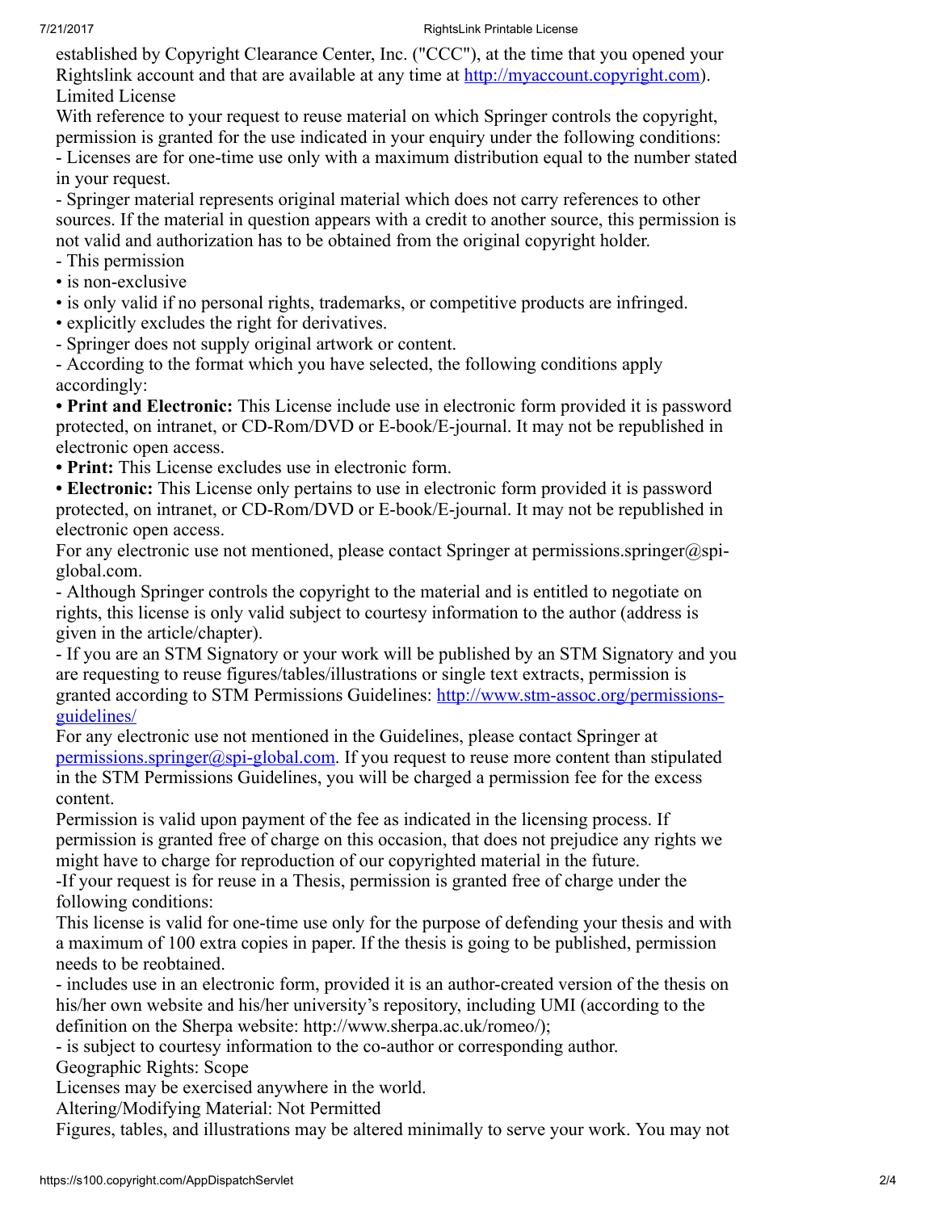established by Copyright Clearance Center, Inc. ("CCC"), at the time that you opened your Rightslink account and that are available at any time at http://myaccount.copyright.com).

Limited License

With reference to your request to reuse material on which Springer controls the copyright, permission is granted for the use indicated in your enquiry under the following conditions:

- Licenses are for one-time use only with a maximum distribution equal to the number stated in your request.
- Springer material represents original material which does not carry references to other sources. If the material in question appears with a credit to another source, this permission is not valid and authorization has to be obtained from the original copyright holder.
- This permission
• is non-exclusive
• is only valid if no personal rights, trademarks, or competitive products are infringed.
• explicitly excludes the right for derivatives.
- Springer does not supply original artwork or content.
- According to the format which you have selected, the following conditions apply accordingly:

• **Print and Electronic:** This License include use in electronic form provided it is password protected, on intranet, or CD-Rom/DVD or E-book/E-journal. It may not be republished in electronic open access.

• **Print:** This License excludes use in electronic form.

• **Electronic:** This License only pertains to use in electronic form provided it is password protected, on intranet, or CD-Rom/DVD or E-book/E-journal. It may not be republished in electronic open access.

For any electronic use not mentioned, please contact Springer at permissions.springer@spi-global.com.

- Although Springer controls the copyright to the material and is entitled to negotiate on rights, this license is only valid subject to courtesy information to the author (address is given in the article/chapter).
- If you are an STM Signatory or your work will be published by an STM Signatory and you are requesting to reuse figures/tables/illustrations or single text extracts, permission is granted according to STM Permissions Guidelines: http://www.stm-assoc.org/permissions-guidelines/

For any electronic use not mentioned in the Guidelines, please contact Springer at permissions.springer@spi-global.com. If you request to reuse more content than stipulated in the STM Permissions Guidelines, you will be charged a permission fee for the excess content.

Permission is valid upon payment of the fee as indicated in the licensing process. If permission is granted free of charge on this occasion, that does not prejudice any rights we might have to charge for reproduction of our copyrighted material in the future.

-If your request is for reuse in a Thesis, permission is granted free of charge under the following conditions:

This license is valid for one-time use only for the purpose of defending your thesis and with a maximum of 100 extra copies in paper. If the thesis is going to be published, permission needs to be reobtained.

- includes use in an electronic form, provided it is an author-created version of the thesis on his/her own website and his/her university's repository, including UMI (according to the definition on the Sherpa website: http://www.sherpa.ac.uk/romeo/);
- is subject to courtesy information to the co-author or corresponding author.

Geographic Rights: Scope

Licenses may be exercised anywhere in the world.

Altering/Modifying Material: Not Permitted

Figures, tables, and illustrations may be altered minimally to serve your work. You may not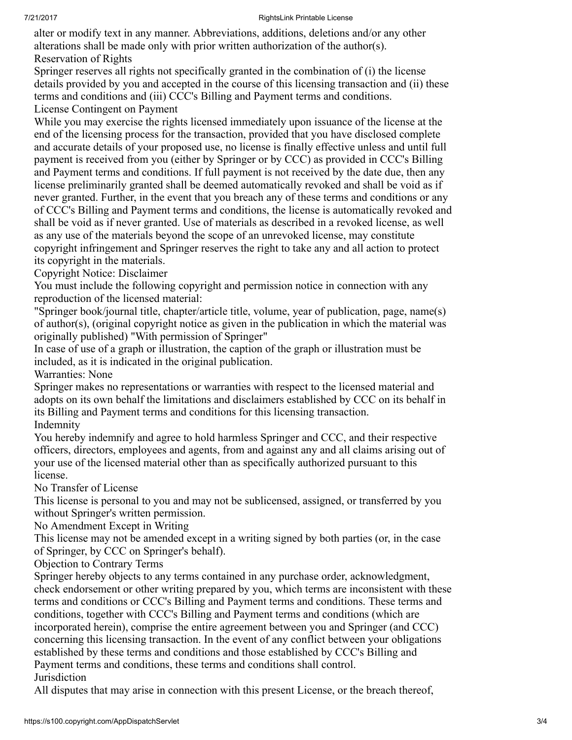alter or modify text in any manner. Abbreviations, additions, deletions and/or any other alterations shall be made only with prior written authorization of the author(s).

Reservation of Rights

Springer reserves all rights not specifically granted in the combination of (i) the license details provided by you and accepted in the course of this licensing transaction and (ii) these terms and conditions and (iii) CCC's Billing and Payment terms and conditions.

License Contingent on Payment

While you may exercise the rights licensed immediately upon issuance of the license at the end of the licensing process for the transaction, provided that you have disclosed complete and accurate details of your proposed use, no license is finally effective unless and until full payment is received from you (either by Springer or by CCC) as provided in CCC's Billing and Payment terms and conditions. If full payment is not received by the date due, then any license preliminarily granted shall be deemed automatically revoked and shall be void as if never granted. Further, in the event that you breach any of these terms and conditions or any of CCC's Billing and Payment terms and conditions, the license is automatically revoked and shall be void as if never granted. Use of materials as described in a revoked license, as well as any use of the materials beyond the scope of an unrevoked license, may constitute copyright infringement and Springer reserves the right to take any and all action to protect its copyright in the materials.

Copyright Notice: Disclaimer

You must include the following copyright and permission notice in connection with any reproduction of the licensed material:

"Springer book/journal title, chapter/article title, volume, year of publication, page, name(s) of author(s), (original copyright notice as given in the publication in which the material was originally published) "With permission of Springer"

In case of use of a graph or illustration, the caption of the graph or illustration must be included, as it is indicated in the original publication.

Warranties: None

Springer makes no representations or warranties with respect to the licensed material and adopts on its own behalf the limitations and disclaimers established by CCC on its behalf in its Billing and Payment terms and conditions for this licensing transaction.

Indemnity

You hereby indemnify and agree to hold harmless Springer and CCC, and their respective officers, directors, employees and agents, from and against any and all claims arising out of your use of the licensed material other than as specifically authorized pursuant to this license.

No Transfer of License

This license is personal to you and may not be sublicensed, assigned, or transferred by you without Springer's written permission.

No Amendment Except in Writing

This license may not be amended except in a writing signed by both parties (or, in the case of Springer, by CCC on Springer's behalf).

Objection to Contrary Terms

Springer hereby objects to any terms contained in any purchase order, acknowledgment, check endorsement or other writing prepared by you, which terms are inconsistent with these terms and conditions or CCC's Billing and Payment terms and conditions. These terms and conditions, together with CCC's Billing and Payment terms and conditions (which are incorporated herein), comprise the entire agreement between you and Springer (and CCC) concerning this licensing transaction. In the event of any conflict between your obligations established by these terms and conditions and those established by CCC's Billing and Payment terms and conditions, these terms and conditions shall control.

Jurisdiction

All disputes that may arise in connection with this present License, or the breach thereof,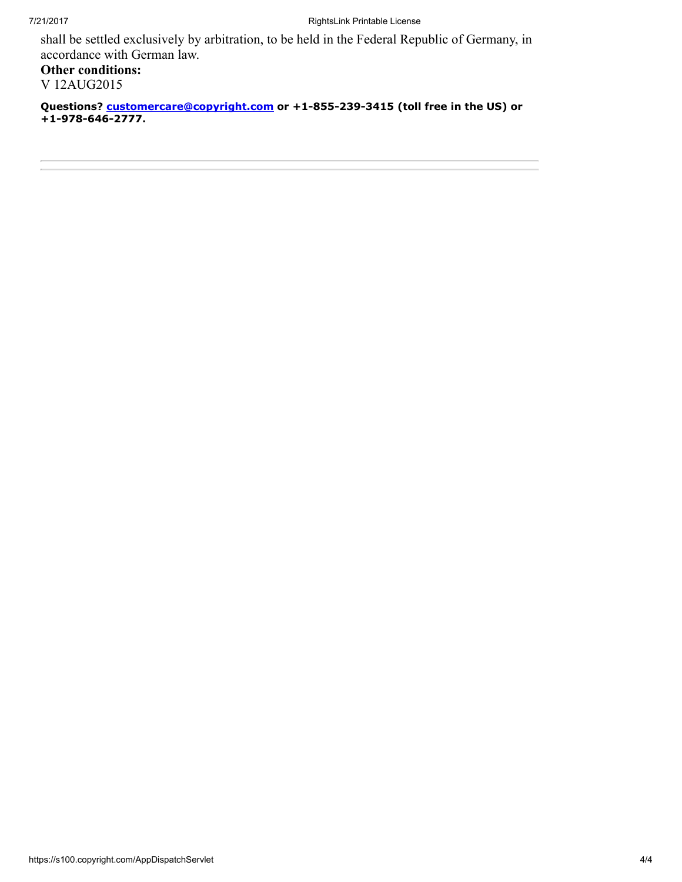shall be settled exclusively by arbitration, to be held in the Federal Republic of Germany, in accordance with German law.

**Other conditions:**

V 12AUG2015

**Questions? customercare@copyright.com or +1-855-239-3415 (toll free in the US) or +1-978-646-2777.**

---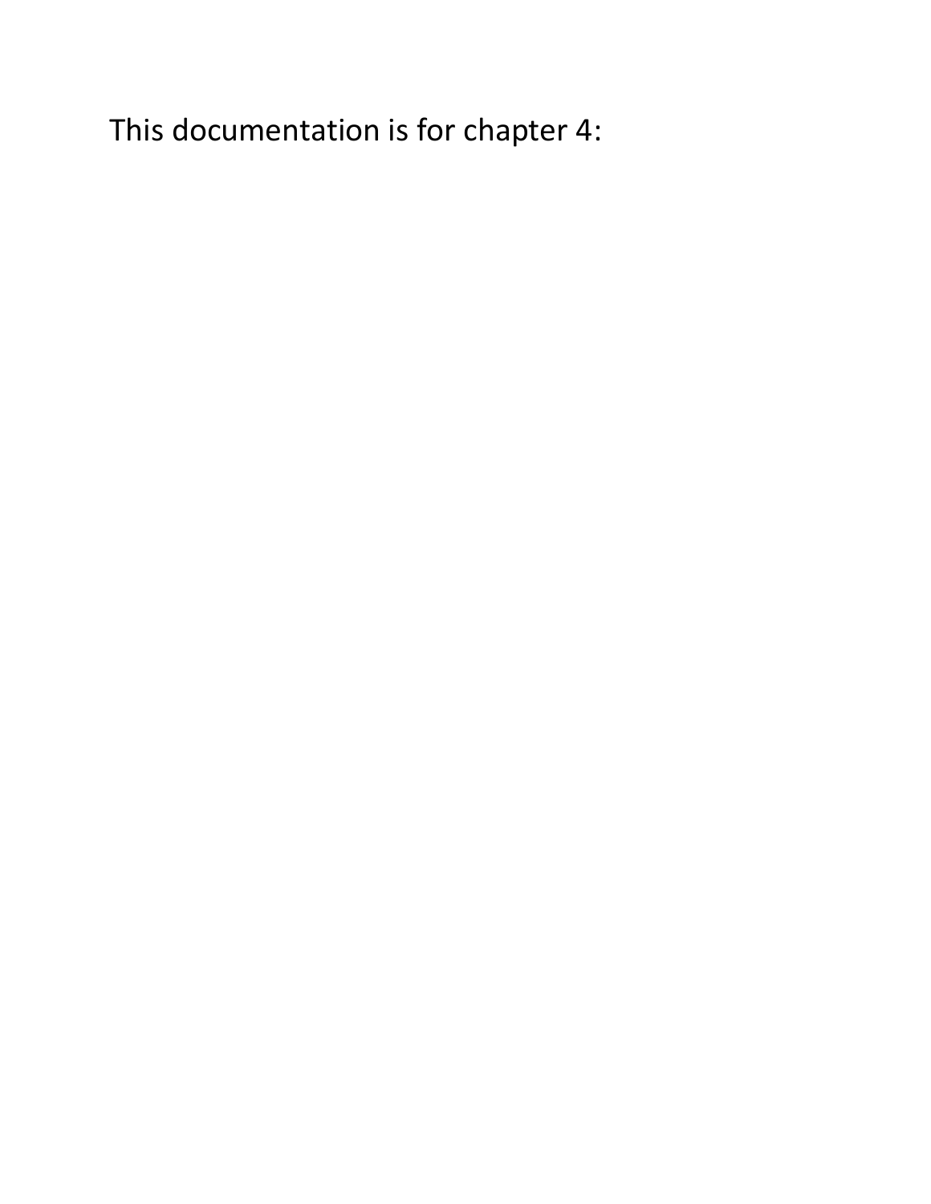This documentation is for chapter 4: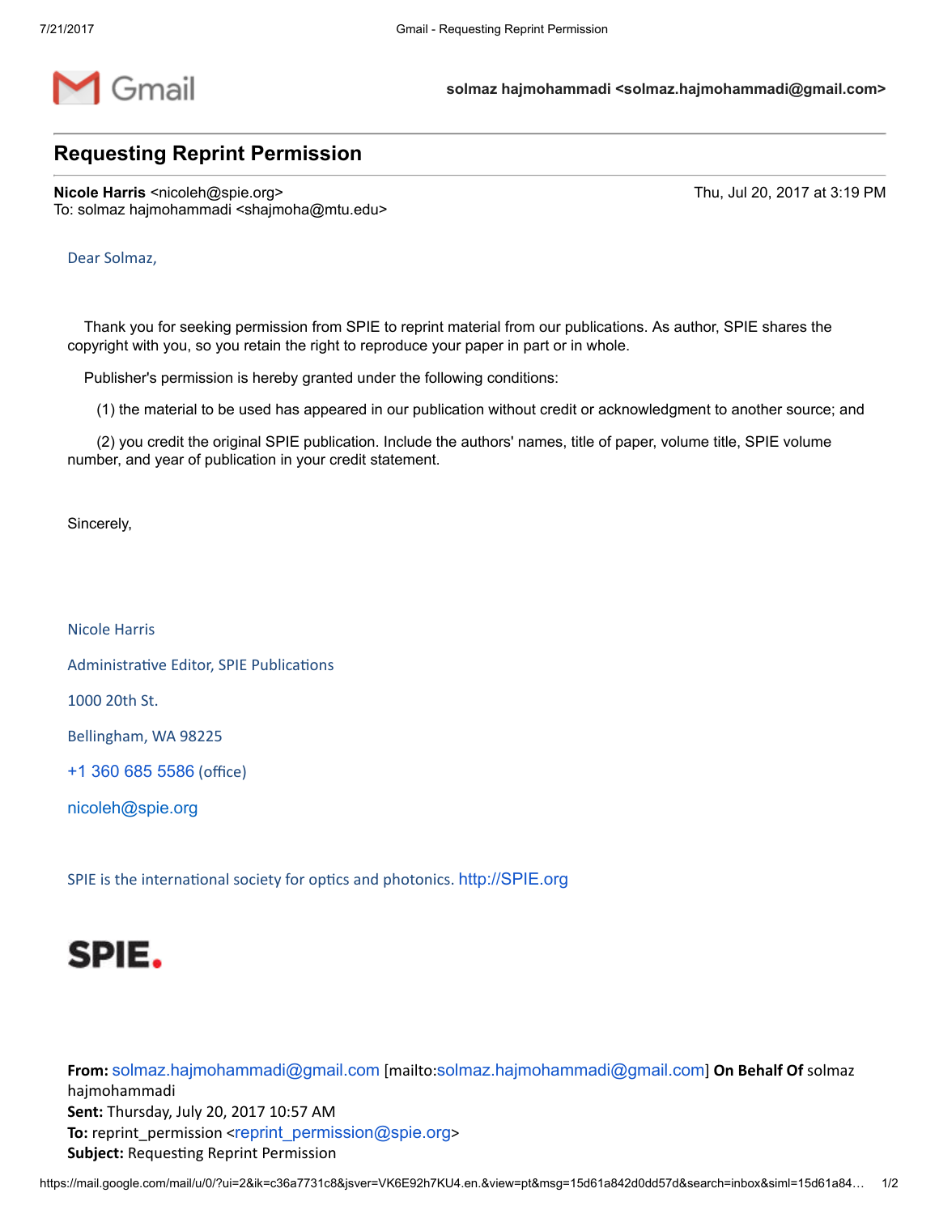solmaz hajmohammadi <solmaz.hajmohammadi@gmail.com>

# Requesting Reprint Permission

**Nicole Harris** <nicoleh@spie.org> Thu, Jul 20, 2017 at 3:19 PM
To: solmaz hajmohammadi <shajmoha@mtu.edu>

Dear Solmaz,

Thank you for seeking permission from SPIE to reprint material from our publications. As author, SPIE shares the copyright with you, so you retain the right to reproduce your paper in part or in whole.

Publisher's permission is hereby granted under the following conditions:

(1) the material to be used has appeared in our publication without credit or acknowledgment to another source; and

(2) you credit the original SPIE publication. Include the authors' names, title of paper, volume title, SPIE volume number, and year of publication in your credit statement.

Sincerely,

Nicole Harris

Administrative Editor, SPIE Publications

1000 20th St.

Bellingham, WA 98225

+1 360 685 5586 (office)

nicoleh@spie.org

SPIE is the international society for optics and photonics. http://SPIE.org

SPIE.

**From:** solmaz.hajmohammadi@gmail.com [mailto:solmaz.hajmohammadi@gmail.com] **On Behalf Of** solmaz hajmohammadi
**Sent:** Thursday, July 20, 2017 10:57 AM
**To:** reprint_permission <reprint_permission@spie.org>
**Subject:** Requesting Reprint Permission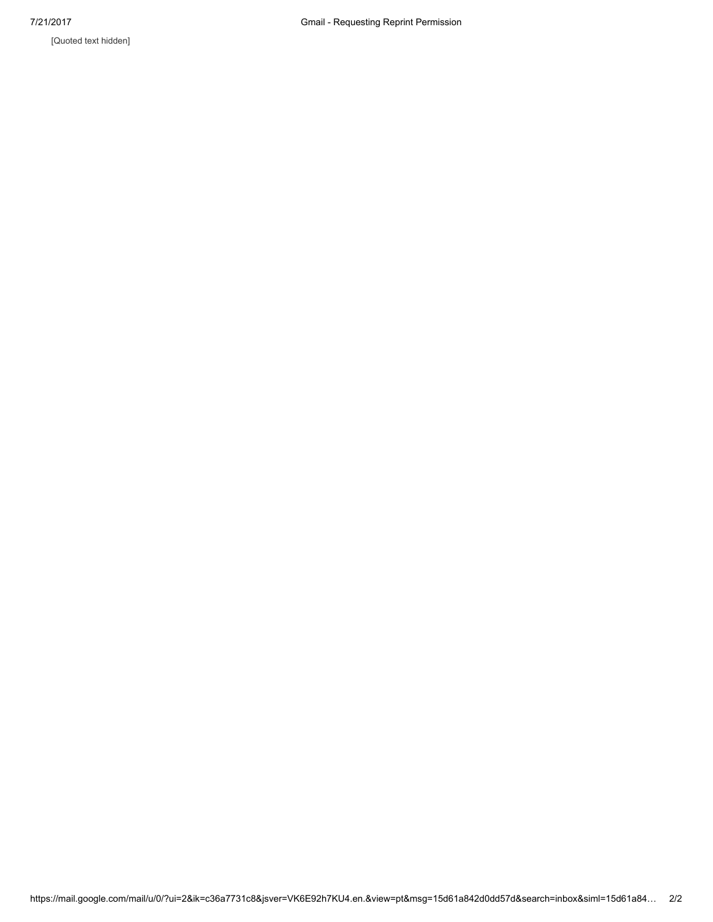[Quoted text hidden]